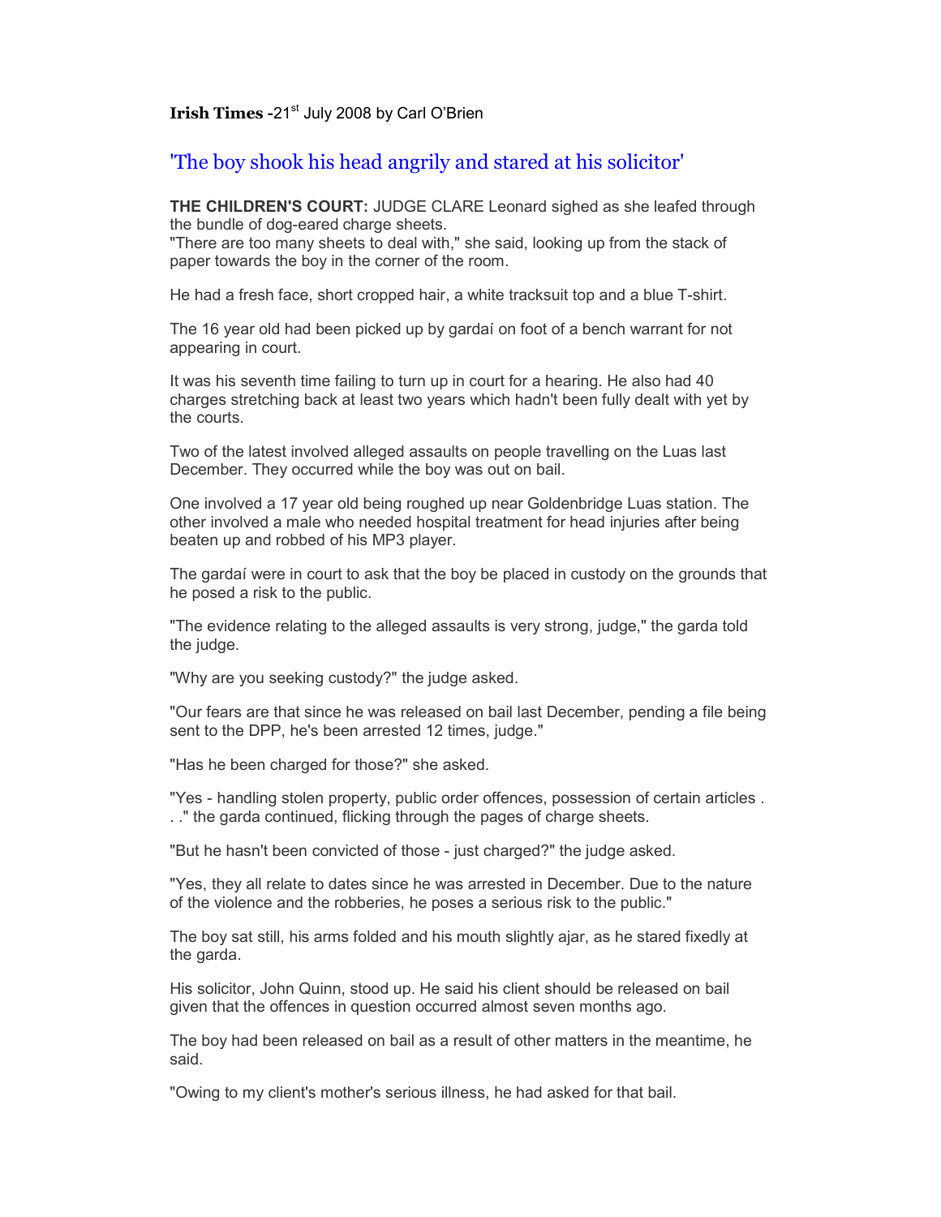**Irish Times -**21st July 2008 by Carl O'Brien

## 'The boy shook his head angrily and stared at his solicitor'

**THE CHILDREN'S COURT:** JUDGE CLARE Leonard sighed as she leafed through the bundle of dog-eared charge sheets.
"There are too many sheets to deal with," she said, looking up from the stack of paper towards the boy in the corner of the room.

He had a fresh face, short cropped hair, a white tracksuit top and a blue T-shirt.

The 16 year old had been picked up by gardaí on foot of a bench warrant for not appearing in court.

It was his seventh time failing to turn up in court for a hearing. He also had 40 charges stretching back at least two years which hadn't been fully dealt with yet by the courts.

Two of the latest involved alleged assaults on people travelling on the Luas last December. They occurred while the boy was out on bail.

One involved a 17 year old being roughed up near Goldenbridge Luas station. The other involved a male who needed hospital treatment for head injuries after being beaten up and robbed of his MP3 player.

The gardaí were in court to ask that the boy be placed in custody on the grounds that he posed a risk to the public.

"The evidence relating to the alleged assaults is very strong, judge," the garda told the judge.

"Why are you seeking custody?" the judge asked.

"Our fears are that since he was released on bail last December, pending a file being sent to the DPP, he's been arrested 12 times, judge."

"Has he been charged for those?" she asked.

"Yes - handling stolen property, public order offences, possession of certain articles . . ." the garda continued, flicking through the pages of charge sheets.

"But he hasn't been convicted of those - just charged?" the judge asked.

"Yes, they all relate to dates since he was arrested in December. Due to the nature of the violence and the robberies, he poses a serious risk to the public."

The boy sat still, his arms folded and his mouth slightly ajar, as he stared fixedly at the garda.

His solicitor, John Quinn, stood up. He said his client should be released on bail given that the offences in question occurred almost seven months ago.

The boy had been released on bail as a result of other matters in the meantime, he said.

"Owing to my client's mother's serious illness, he had asked for that bail.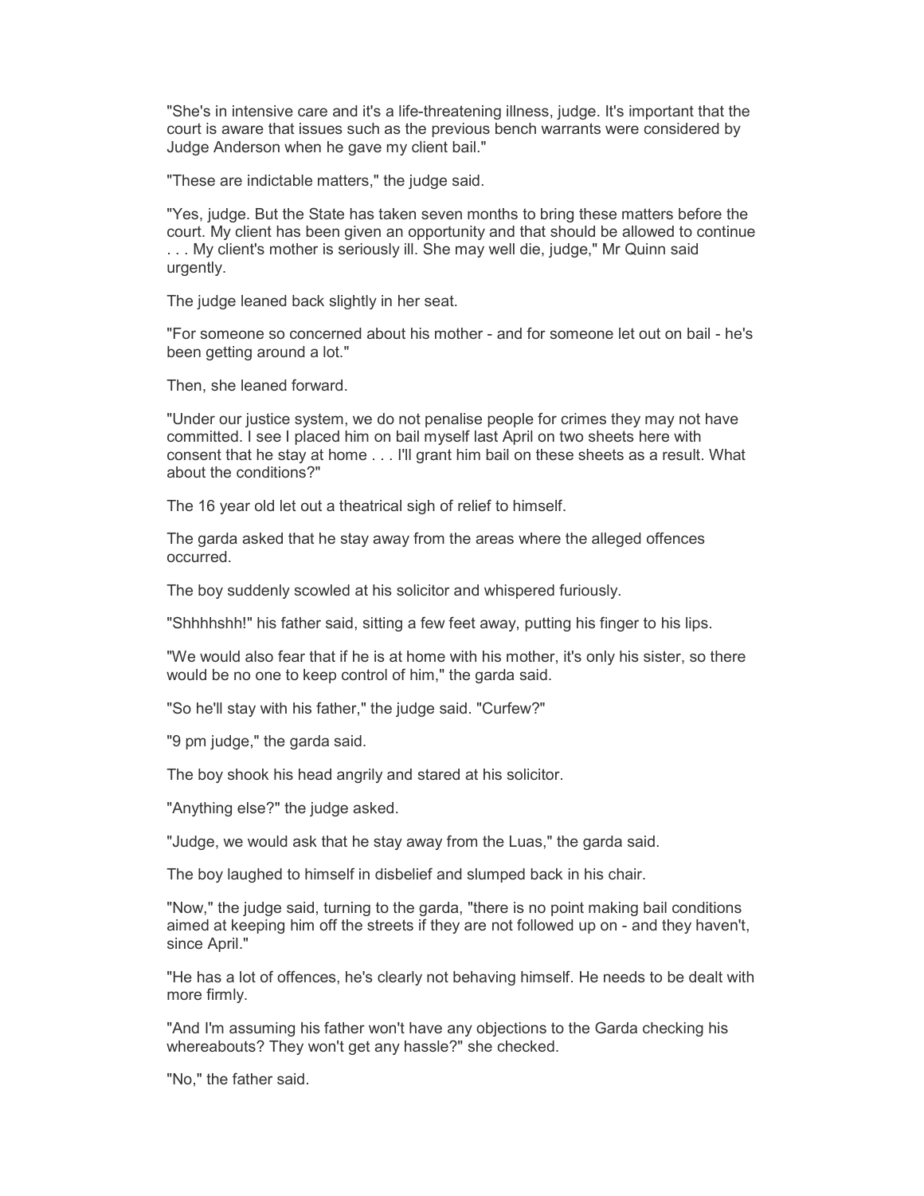"She's in intensive care and it's a life-threatening illness, judge. It's important that the court is aware that issues such as the previous bench warrants were considered by Judge Anderson when he gave my client bail."

"These are indictable matters," the judge said.

"Yes, judge. But the State has taken seven months to bring these matters before the court. My client has been given an opportunity and that should be allowed to continue . . . My client's mother is seriously ill. She may well die, judge," Mr Quinn said urgently.

The judge leaned back slightly in her seat.

"For someone so concerned about his mother - and for someone let out on bail - he's been getting around a lot."

Then, she leaned forward.

"Under our justice system, we do not penalise people for crimes they may not have committed. I see I placed him on bail myself last April on two sheets here with consent that he stay at home . . . I'll grant him bail on these sheets as a result. What about the conditions?"

The 16 year old let out a theatrical sigh of relief to himself.

The garda asked that he stay away from the areas where the alleged offences occurred.

The boy suddenly scowled at his solicitor and whispered furiously.

"Shhhhshh!" his father said, sitting a few feet away, putting his finger to his lips.

"We would also fear that if he is at home with his mother, it's only his sister, so there would be no one to keep control of him," the garda said.

"So he'll stay with his father," the judge said. "Curfew?"

"9 pm judge," the garda said.

The boy shook his head angrily and stared at his solicitor.

"Anything else?" the judge asked.

"Judge, we would ask that he stay away from the Luas," the garda said.

The boy laughed to himself in disbelief and slumped back in his chair.

"Now," the judge said, turning to the garda, "there is no point making bail conditions aimed at keeping him off the streets if they are not followed up on - and they haven't, since April."

"He has a lot of offences, he's clearly not behaving himself. He needs to be dealt with more firmly.

"And I'm assuming his father won't have any objections to the Garda checking his whereabouts? They won't get any hassle?" she checked.

"No," the father said.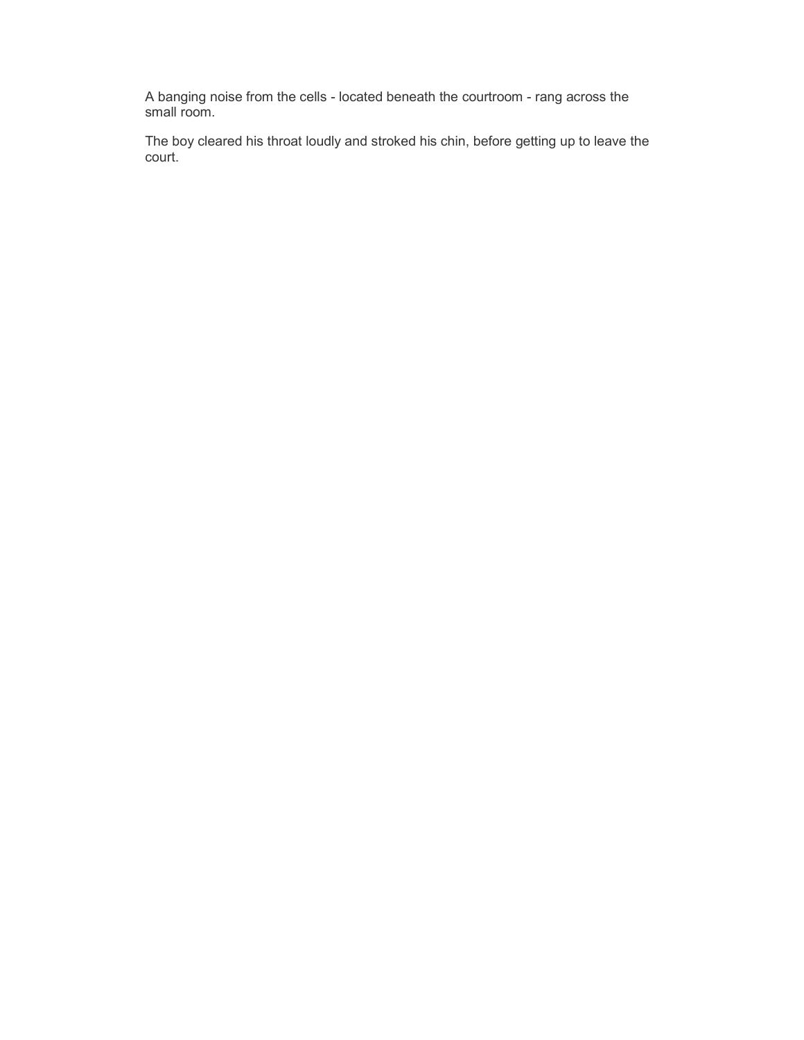A banging noise from the cells - located beneath the courtroom - rang across the small room.

The boy cleared his throat loudly and stroked his chin, before getting up to leave the court.